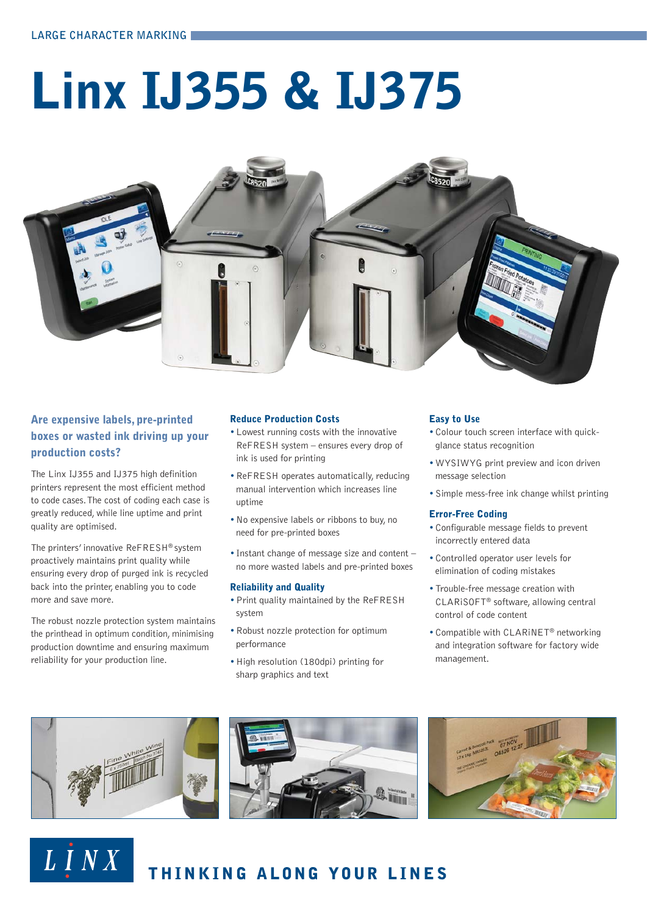LARGE CHARACTER MARKING

# Linx IJ355 & IJ375

## Are expensive labels, pre-printed boxes or wasted ink driving up your production costs?

The Linx IJ355 and IJ375 high definition printers represent the most efficient method to code cases. The cost of coding each case is greatly reduced, while line uptime and print quality are optimised.

The printers' innovative ReFRESH® system proactively maintains print quality while ensuring every drop of purged ink is recycled back into the printer, enabling you to code more and save more.

The robust nozzle protection system maintains the printhead in optimum condition, minimising production downtime and ensuring maximum reliability for your production line.

### Reduce Production Costs

- Lowest running costs with the innovative ReFRESH system – ensures every drop of ink is used for printing
- ReFRESH operates automatically, reducing manual intervention which increases line uptime
- No expensive labels or ribbons to buy, no need for pre-printed boxes
- Instant change of message size and content – no more wasted labels and pre-printed boxes

### Reliability and Quality

- Print quality maintained by the ReFRESH system
- Robust nozzle protection for optimum performance
- High resolution (180dpi) printing for sharp graphics and text

### Easy to Use

- Colour touch screen interface with quick-glance status recognition
- WYSIWYG print preview and icon driven message selection
- Simple mess-free ink change whilst printing

### Error-Free Coding

- Configurable message fields to prevent incorrectly entered data
- Controlled operator user levels for elimination of coding mistakes
- Trouble-free message creation with CLARiSOFT® software, allowing central control of code content
- Compatible with CLARiNET® networking and integration software for factory wide management.

LINX THINKING ALONG YOUR LINES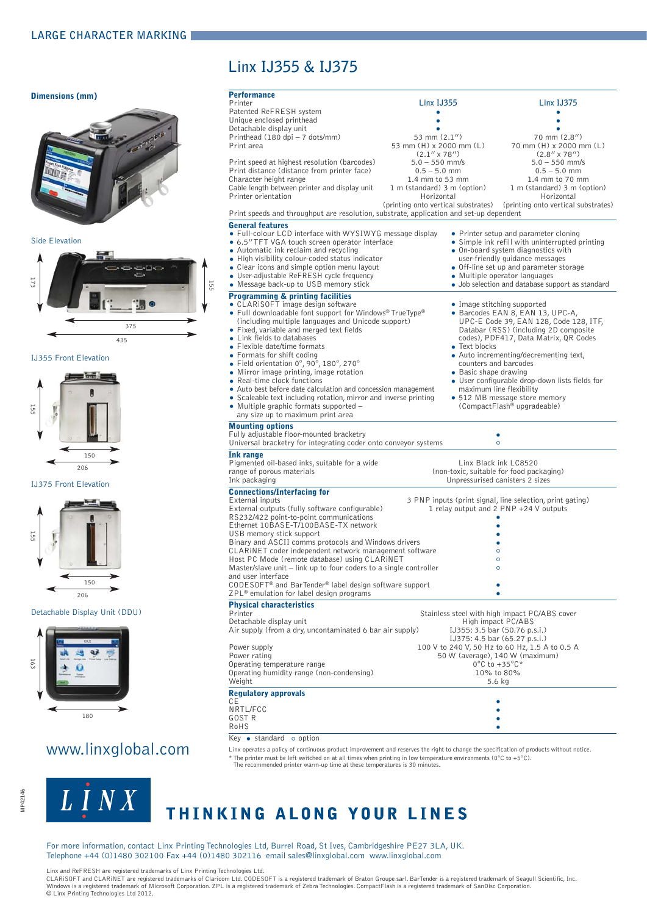LARGE CHARACTER MARKING

# Linx IJ355 & IJ375

## Dimensions (mm)

Side Elevation

173

155

375

435

IJ355 Front Elevation

155

150

206

IJ375 Front Elevation

155

150

206

Detachable Display Unit (DDU)

163

180

www.linxglobal.com

## Performance

| Printer | Linx IJ355 | Linx IJ375 |
|---|---|---|
| Patented ReFRESH system | • | • |
| Unique enclosed printhead | • | • |
| Detachable display unit | • | • |
| Printhead (180 dpi – 7 dots/mm) | 53 mm (2.1″) | 70 mm (2.8″) |
| Print area | 53 mm (H) x 2000 mm (L) (2.1″ x 78″) | 70 mm (H) x 2000 mm (L) (2.8″ x 78″) |
| Print speed at highest resolution (barcodes) | 5.0 – 550 mm/s | 5.0 – 550 mm/s |
| Print distance (distance from printer face) | 0.5 – 5.0 mm | 0.5 – 5.0 mm |
| Character height range | 1.4 mm to 53 mm | 1.4 mm to 70 mm |
| Cable length between printer and display unit | 1 m (standard) 3 m (option) | 1 m (standard) 3 m (option) |
| Printer orientation | Horizontal (printing onto vertical substrates) | Horizontal (printing onto vertical substrates) |

Print speeds and throughput are resolution, substrate, application and set-up dependent

## General features

- Full-colour LCD interface with WYSIWYG message display
- 6.5″ TFT VGA touch screen operator interface
- Automatic ink reclaim and recycling
- High visibility colour-coded status indicator
- Clear icons and simple option menu layout
- User-adjustable ReFRESH cycle frequency
- Message back-up to USB memory stick
- Printer setup and parameter cloning
- Simple ink refill with uninterrupted printing
- On-board system diagnostics with user-friendly guidance messages
- Off-line set up and parameter storage
- Multiple operator languages
- Job selection and database support as standard

## Programming & printing facilities

- CLARiSOFT image design software
- Full downloadable font support for Windows® TrueType® (including multiple languages and Unicode support)
- Fixed, variable and merged text fields
- Link fields to databases
- Flexible date/time formats
- Formats for shift coding
- Field orientation 0°, 90°, 180°, 270°
- Mirror image printing, image rotation
- Real-time clock functions
- Auto best before date calculation and concession management
- Scaleable text including rotation, mirror and inverse printing
- Multiple graphic formats supported – any size up to maximum print area
- Image stitching supported
- Barcodes EAN 8, EAN 13, UPC-A, UPC-E Code 39, EAN 128, Code 128, ITF, Databar (RSS) (including 2D composite codes), PDF417, Data Matrix, QR Codes
- Text blocks
- Auto incrementing/decrementing text, counters and barcodes
- Basic shape drawing
- User configurable drop-down lists fields for maximum line flexibility
- 512 MB message store memory (CompactFlash® upgradeable)

## Mounting options

| | |
|---|---|
| Fully adjustable floor-mounted brackettry | • |
| Universal bracketry for integrating coder onto conveyor systems | ○ |

## Ink range

| | |
|---|---|
| Pigmented oil-based inks, suitable for a wide range of porous materials | Linx Black ink LC8520 (non-toxic, suitable for food packaging) |
| Ink packaging | Unpressurised canisters 2 sizes |

## Connections/Interfacing for

| | |
|---|---|
| External inputs | 3 PNP inputs (print signal, line selection, print gating) |
| External outputs (fully software configurable) | 1 relay output and 2 PNP +24 V outputs |
| RS232/422 point-to-point communications | • |
| Ethernet 10BASE-T/100BASE-TX network | • |
| USB memory stick support | • |
| Binary and ASCII comms protocols and Windows drivers | • |
| CLARiNET coder independent network management software | ○ |
| Host PC Mode (remote database) using CLARiNET | ○ |
| Master/slave unit – link up to four coders to a single controller and user interface | ○ |
| CODESOFT® and BarTender® label design software support | • |
| ZPL® emulation for label design programs | • |

## Physical characteristics

| | |
|---|---|
| Printer | Stainless steel with high impact PC/ABS cover |
| Detachable display unit | High impact PC/ABS |
| Air supply (from a dry, uncontaminated 6 bar air supply) | IJ355: 3.5 bar (50.76 p.s.i.) IJ375: 4.5 bar (65.27 p.s.i.) |
| Power supply | 100 V to 240 V, 50 Hz to 60 Hz, 1.5 A to 0.5 A |
| Power rating | 50 W (average), 140 W (maximum) |
| Operating temperature range | 0°C to +35°C* |
| Operating humidity range (non-condensing) | 10% to 80% |
| Weight | 5.6 kg |

## Regulatory approvals

| | |
|---|---|
| CE | • |
| NRTL/FCC | • |
| GOST R | • |
| RoHS | • |

Key • standard ○ option

Linx operates a policy of continuous product improvement and reserves the right to change the specification of products without notice.
* The printer must be left switched on at all times when printing in low temperature environments (0°C to +5°C). The recommended printer warm-up time at these temperatures is 30 minutes.

MP42146

LINX THINKING ALONG YOUR LINES

For more information, contact Linx Printing Technologies Ltd, Burrel Road, St Ives, Cambridgeshire PE27 3LA, UK.
Telephone +44 (0)1480 302100 Fax +44 (0)1480 302116 email sales@linxglobal.com www.linxglobal.com

Linx and ReFRESH are registered trademarks of Linx Printing Technologies Ltd.
CLARiSOFT and CLARiNET are registered trademarks of Claricom Ltd. CODESOFT is a registered trademark of Braton Groupe sarl. BarTender is a registered trademark of Seagull Scientific, Inc.
Windows is a registered trademark of Microsoft Corporation. ZPL is a registered trademark of Zebra Technologies. CompactFlash is a registered trademark of SanDisc Corporation.
© Linx Printing Technologies Ltd 2012.